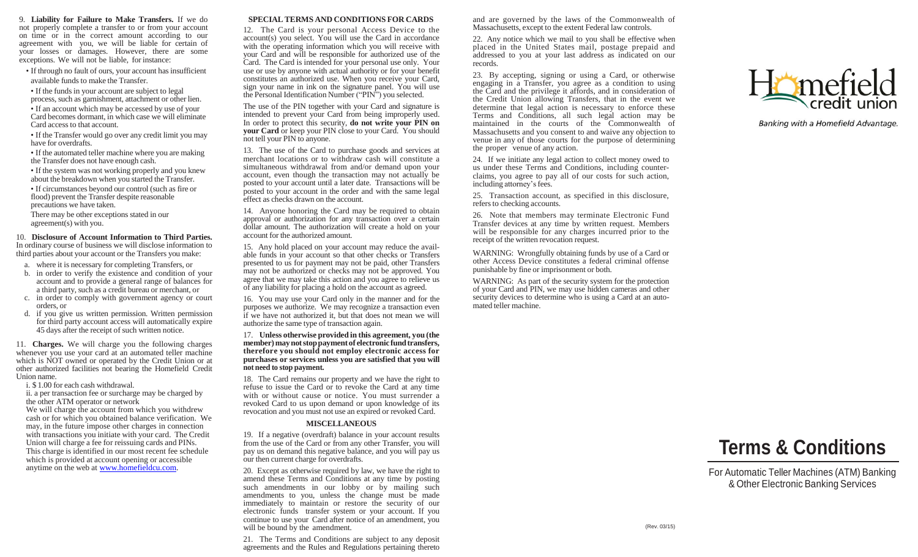9. **Liability for Failure to Make Transfers.** If we do not properly complete a transfer to or from your account on time or in the correct amount according to our agreement with you, we will be liable for certain of your losses or damages. However, there are some exceptions. We will not be liable, for instance:

- If through no fault of ours, your account has insufficient available funds to make the Transfer.
- If the funds in your account are subject to legal process, such as garnishment, attachment or other lien.
- If an account which may be accessed by use of your Card becomes dormant, in which case we will eliminate Card access to that account.
- If the Transfer would go over any credit limit you may have for overdrafts.
- If the automated teller machine where you are making the Transfer does not have enough cash.
- If the system was not working properly and you knew about the breakdown when you started the Transfer.
- If circumstances beyond our control (such as fire or flood) prevent the Transfer despite reasonable precautions we have taken.

There may be other exceptions stated in our agreement(s) with you.

10. **Disclosure of Account Information to Third Parties.** In ordinary course of business we will disclose information to third parties about your account or the Transfers you make:

a. where it is necessary for completing Transfers, or
b. in order to verify the existence and condition of your account and to provide a general range of balances for a third party, such as a credit bureau or merchant, or
c. in order to comply with government agency or court orders, or
d. if you give us written permission. Written permission for third party account access will automatically expire 45 days after the receipt of such written notice.

11. **Charges.** We will charge you the following charges whenever you use your card at an automated teller machine which is NOT owned or operated by the Credit Union or at other authorized facilities not bearing the Homefield Credit Union name.

i. $ 1.00 for each cash withdrawal.
ii. a per transaction fee or surcharge may be charged by the other ATM operator or network

We will charge the account from which you withdrew cash or for which you obtained balance verification. We may, in the future impose other charges in connection with transactions you initiate with your card. The Credit Union will charge a fee for reissuing cards and PINs. This charge is identified in our most recent fee schedule which is provided at account opening or accessible anytime on the web at www.homefieldcu.com.

## SPECIAL TERMS AND CONDITIONS FOR CARDS

12. The Card is your personal Access Device to the account(s) you select. You will use the Card in accordance with the operating information which you will receive with your Card and will be responsible for authorized use of the Card. The Card is intended for your personal use only. Your use or use by anyone with actual authority or for your benefit constitutes an authorized use. When you receive your Card, sign your name in ink on the signature panel. You will use the Personal Identification Number ("PIN") you selected.

The use of the PIN together with your Card and signature is intended to prevent your Card from being improperly used. In order to protect this security, **do not write your PIN on your Card** or keep your PIN close to your Card. You should not tell your PIN to anyone.

13. The use of the Card to purchase goods and services at merchant locations or to withdraw cash will constitute a simultaneous withdrawal from and/or demand upon your account, even though the transaction may not actually be posted to your account until a later date. Transactions will be posted to your account in the order and with the same legal effect as checks drawn on the account.

14. Anyone honoring the Card may be required to obtain approval or authorization for any transaction over a certain dollar amount. The authorization will create a hold on your account for the authorized amount.

15. Any hold placed on your account may reduce the available funds in your account so that other checks or Transfers presented to us for payment may not be paid, other Transfers may not be authorized or checks may not be approved. You agree that we may take this action and you agree to relieve us of any liability for placing a hold on the account as agreed.

16. You may use your Card only in the manner and for the purposes we authorize. We may recognize a transaction even if we have not authorized it, but that does not mean we will authorize the same type of transaction again.

17. **Unless otherwise provided in this agreement, you (the member) may not stop payment of electronic fund transfers, therefore you should not employ electronic access for purchases or services unless you are satisfied that you will not need to stop payment.**

18. The Card remains our property and we have the right to refuse to issue the Card or to revoke the Card at any time with or without cause or notice. You must surrender a revoked Card to us upon demand or upon knowledge of its revocation and you must not use an expired or revoked Card.

## MISCELLANEOUS

19. If a negative (overdraft) balance in your account results from the use of the Card or from any other Transfer, you will pay us on demand this negative balance, and you will pay us our then current charge for overdrafts.

20. Except as otherwise required by law, we have the right to amend these Terms and Conditions at any time by posting such amendments in our lobby or by mailing such amendments to you, unless the change must be made immediately to maintain or restore the security of our electronic funds transfer system or your account. If you continue to use your Card after notice of an amendment, you will be bound by the amendment.

21. The Terms and Conditions are subject to any deposit agreements and the Rules and Regulations pertaining thereto and are governed by the laws of the Commonwealth of Massachusetts, except to the extent Federal law controls.

22. Any notice which we mail to you shall be effective when placed in the United States mail, postage prepaid and addressed to you at your last address as indicated on our records.

23. By accepting, signing or using a Card, or otherwise engaging in a Transfer, you agree as a condition to using the Card and the privilege it affords, and in consideration of the Credit Union allowing Transfers, that in the event we determine that legal action is necessary to enforce these Terms and Conditions, all such legal action may be maintained in the courts of the Commonwealth of Massachusetts and you consent to and waive any objection to venue in any of those courts for the purpose of determining the proper venue of any action.

24. If we initiate any legal action to collect money owed to us under these Terms and Conditions, including counter-claims, you agree to pay all of our costs for such action, including attorney's fees.

25. Transaction account, as specified in this disclosure, refers to checking accounts.

26. Note that members may terminate Electronic Fund Transfer devices at any time by written request. Members will be responsible for any charges incurred prior to the receipt of the written revocation request.

WARNING: Wrongfully obtaining funds by use of a Card or other Access Device constitutes a federal criminal offense punishable by fine or imprisonment or both.

WARNING: As part of the security system for the protection of your Card and PIN, we may use hidden cameras and other security devices to determine who is using a Card at an automated teller machine.

(Rev. 03/15)

Homefield credit union

Banking with a Homefield Advantage.

# Terms & Conditions

For Automatic Teller Machines (ATM) Banking & Other Electronic Banking Services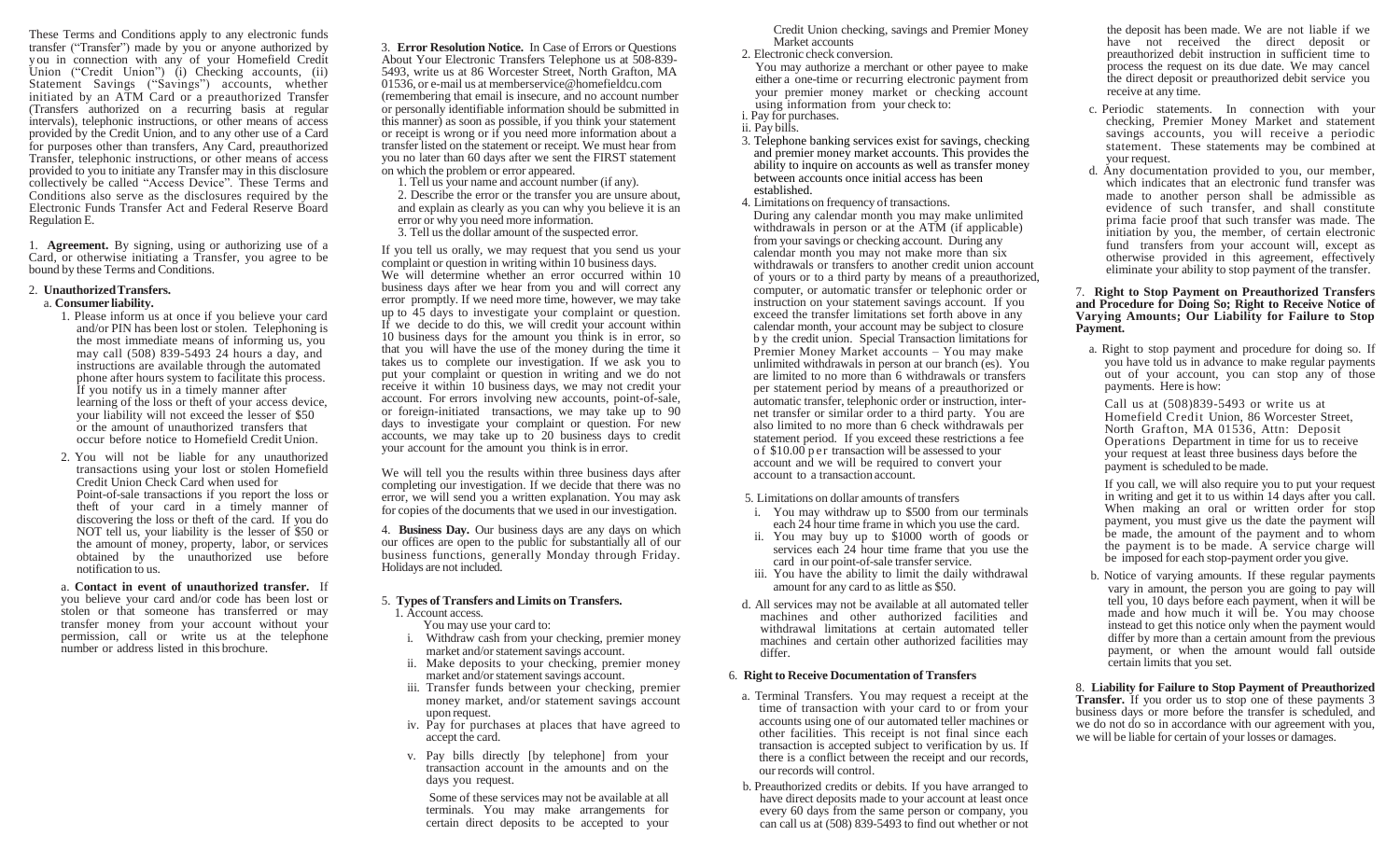These Terms and Conditions apply to any electronic funds transfer ("Transfer") made by you or anyone authorized by you in connection with any of your Homefield Credit Union ("Credit Union") (i) Checking accounts, (ii) Statement Savings ("Savings") accounts, whether initiated by an ATM Card or a preauthorized Transfer (Transfers authorized on a recurring basis at regular intervals), telephonic instructions, or other means of access provided by the Credit Union, and to any other use of a Card for purposes other than transfers, Any Card, preauthorized Transfer, telephonic instructions, or other means of access provided to you to initiate any Transfer may in this disclosure collectively be called "Access Device". These Terms and Conditions also serve as the disclosures required by the Electronic Funds Transfer Act and Federal Reserve Board Regulation E.

1. **Agreement.** By signing, using or authorizing use of a Card, or otherwise initiating a Transfer, you agree to be bound by these Terms and Conditions.

2. **Unauthorized Transfers.**

a. **Consumer liability.**

1. Please inform us at once if you believe your card and/or PIN has been lost or stolen. Telephoning is the most immediate means of informing us, you may call (508) 839-5493 24 hours a day, and instructions are available through the automated phone after hours system to facilitate this process. If you notify us in a timely manner after learning of the loss or theft of your access device, your liability will not exceed the lesser of $50 or the amount of unauthorized transfers that occur before notice to Homefield Credit Union.

2. You will not be liable for any unauthorized transactions using your lost or stolen Homefield Credit Union Check Card when used for Point-of-sale transactions if you report the loss or theft of your card in a timely manner of discovering the loss or theft of the card. If you do NOT tell us, your liability is the lesser of $50 or the amount of money, property, labor, or services obtained by the unauthorized use before notification to us.

a. **Contact in event of unauthorized transfer.** If you believe your card and/or code has been lost or stolen or that someone has transferred or may transfer money from your account without your permission, call or write us at the telephone number or address listed in this brochure.

3. **Error Resolution Notice.** In Case of Errors or Questions About Your Electronic Transfers Telephone us at 508-839-5493, write us at 86 Worcester Street, North Grafton, MA 01536, or e-mail us at memberservice@homefieldcu.com (remembering that email is insecure, and no account number or personally identifiable information should be submitted in this manner) as soon as possible, if you think your statement or receipt is wrong or if you need more information about a transfer listed on the statement or receipt. We must hear from you no later than 60 days after we sent the FIRST statement on which the problem or error appeared.

1. Tell us your name and account number (if any).
2. Describe the error or the transfer you are unsure about, and explain as clearly as you can why you believe it is an error or why you need more information.
3. Tell us the dollar amount of the suspected error.

If you tell us orally, we may request that you send us your complaint or question in writing within 10 business days. We will determine whether an error occurred within 10 business days after we hear from you and will correct any error promptly. If we need more time, however, we may take up to 45 days to investigate your complaint or question. If we decide to do this, we will credit your account within 10 business days for the amount you think is in error, so that you will have the use of the money during the time it takes us to complete our investigation. If we ask you to put your complaint or question in writing and we do not receive it within 10 business days, we may not credit your account. For errors involving new accounts, point-of-sale, or foreign-initiated transactions, we may take up to 90 days to investigate your complaint or question. For new accounts, we may take up to 20 business days to credit your account for the amount you think is in error.

We will tell you the results within three business days after completing our investigation. If we decide that there was no error, we will send you a written explanation. You may ask for copies of the documents that we used in our investigation.

4. **Business Day.** Our business days are any days on which our offices are open to the public for substantially all of our business functions, generally Monday through Friday. Holidays are not included.

5. **Types of Transfers and Limits on Transfers.**

1. Account access.

You may use your card to:

i. Withdraw cash from your checking, premier money market and/or statement savings account.
ii. Make deposits to your checking, premier money market and/or statement savings account.
iii. Transfer funds between your checking, premier money market, and/or statement savings account upon request.
iv. Pay for purchases at places that have agreed to accept the card.
v. Pay bills directly [by telephone] from your transaction account in the amounts and on the days you request.

Some of these services may not be available at all terminals. You may make arrangements for certain direct deposits to be accepted to your Credit Union checking, savings and Premier Money Market accounts

2. Electronic check conversion.

You may authorize a merchant or other payee to make either a one-time or recurring electronic payment from your premier money market or checking account using information from your check to:

i. Pay for purchases.
ii. Pay bills.

3. Telephone banking services exist for savings, checking and premier money market accounts. This provides the ability to inquire on accounts as well as transfer money between accounts once initial access has been established.

4. Limitations on frequency of transactions.

During any calendar month you may make unlimited withdrawals in person or at the ATM (if applicable) from your savings or checking account. During any calendar month you may not make more than six withdrawals or transfers to another credit union account of yours or to a third party by means of a preauthorized, computer, or automatic transfer or telephonic order or instruction on your statement savings account. If you exceed the transfer limitations set forth above in any calendar month, your account may be subject to closure by the credit union. Special Transaction limitations for Premier Money Market accounts – You may make unlimited withdrawals in person at our branch (es). You are limited to no more than 6 withdrawals or transfers per statement period by means of a preauthorized or automatic transfer, telephonic order or instruction, internet transfer or similar order to a third party. You are also limited to no more than 6 check withdrawals per statement period. If you exceed these restrictions a fee of $10.00 per transaction will be assessed to your account and we will be required to convert your account to a transaction account.

5. Limitations on dollar amounts of transfers

i. You may withdraw up to $500 from our terminals each 24 hour time frame in which you use the card.
ii. You may buy up to $1000 worth of goods or services each 24 hour time frame that you use the card in our point-of-sale transfer service.
iii. You have the ability to limit the daily withdrawal amount for any card to as little as $50.

d. All services may not be available at all automated teller machines and other authorized facilities and withdrawal limitations at certain automated teller machines and certain other authorized facilities may differ.

6. **Right to Receive Documentation of Transfers**

a. Terminal Transfers. You may request a receipt at the time of transaction with your card to or from your accounts using one of our automated teller machines or other facilities. This receipt is not final since each transaction is accepted subject to verification by us. If there is a conflict between the receipt and our records, our records will control.

b. Preauthorized credits or debits. If you have arranged to have direct deposits made to your account at least once every 60 days from the same person or company, you can call us at (508) 839-5493 to find out whether or not the deposit has been made. We are not liable if we have not received the direct deposit or preauthorized debit instruction in sufficient time to process the request on its due date. We may cancel the direct deposit or preauthorized debit service you receive at any time.

c. Periodic statements. In connection with your checking, Premier Money Market and statement savings accounts, you will receive a periodic statement. These statements may be combined at your request.

d. Any documentation provided to you, our member, which indicates that an electronic fund transfer was made to another person shall be admissible as evidence of such transfer, and shall constitute prima facie proof that such transfer was made. The initiation by you, the member, of certain electronic fund transfers from your account will, except as otherwise provided in this agreement, effectively eliminate your ability to stop payment of the transfer.

7. **Right to Stop Payment on Preauthorized Transfers and Procedure for Doing So; Right to Receive Notice of Varying Amounts; Our Liability for Failure to Stop Payment.**

a. Right to stop payment and procedure for doing so. If you have told us in advance to make regular payments out of your account, you can stop any of those payments. Here is how:

Call us at (508)839-5493 or write us at Homefield Credit Union, 86 Worcester Street, North Grafton, MA 01536, Attn: Deposit Operations Department in time for us to receive your request at least three business days before the payment is scheduled to be made.

If you call, we will also require you to put your request in writing and get it to us within 14 days after you call. When making an oral or written order for stop payment, you must give us the date the payment will be made, the amount of the payment and to whom the payment is to be made. A service charge will be imposed for each stop-payment order you give.

b. Notice of varying amounts. If these regular payments vary in amount, the person you are going to pay will tell you, 10 days before each payment, when it will be made and how much it will be. You may choose instead to get this notice only when the payment would differ by more than a certain amount from the previous payment, or when the amount would fall outside certain limits that you set.

8. **Liability for Failure to Stop Payment of Preauthorized Transfer.** If you order us to stop one of these payments 3 business days or more before the transfer is scheduled, and we do not do so in accordance with our agreement with you, we will be liable for certain of your losses or damages.